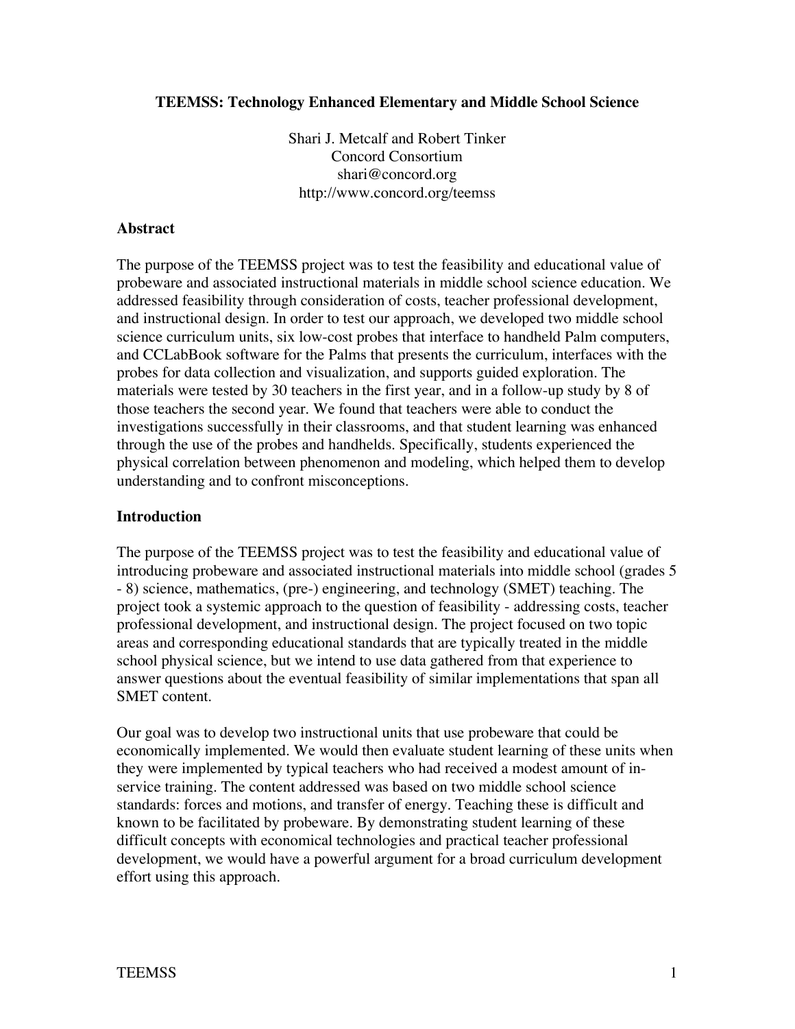# TEEMSS: Technology Enhanced Elementary and Middle School Science

Shari J. Metcalf and Robert Tinker
Concord Consortium
shari@concord.org
http://www.concord.org/teemss

## Abstract

The purpose of the TEEMSS project was to test the feasibility and educational value of probeware and associated instructional materials in middle school science education. We addressed feasibility through consideration of costs, teacher professional development, and instructional design. In order to test our approach, we developed two middle school science curriculum units, six low-cost probes that interface to handheld Palm computers, and CCLabBook software for the Palms that presents the curriculum, interfaces with the probes for data collection and visualization, and supports guided exploration. The materials were tested by 30 teachers in the first year, and in a follow-up study by 8 of those teachers the second year. We found that teachers were able to conduct the investigations successfully in their classrooms, and that student learning was enhanced through the use of the probes and handhelds. Specifically, students experienced the physical correlation between phenomenon and modeling, which helped them to develop understanding and to confront misconceptions.

## Introduction

The purpose of the TEEMSS project was to test the feasibility and educational value of introducing probeware and associated instructional materials into middle school (grades 5 - 8) science, mathematics, (pre-) engineering, and technology (SMET) teaching. The project took a systemic approach to the question of feasibility - addressing costs, teacher professional development, and instructional design. The project focused on two topic areas and corresponding educational standards that are typically treated in the middle school physical science, but we intend to use data gathered from that experience to answer questions about the eventual feasibility of similar implementations that span all SMET content.

Our goal was to develop two instructional units that use probeware that could be economically implemented. We would then evaluate student learning of these units when they were implemented by typical teachers who had received a modest amount of in-service training. The content addressed was based on two middle school science standards: forces and motions, and transfer of energy. Teaching these is difficult and known to be facilitated by probeware. By demonstrating student learning of these difficult concepts with economical technologies and practical teacher professional development, we would have a powerful argument for a broad curriculum development effort using this approach.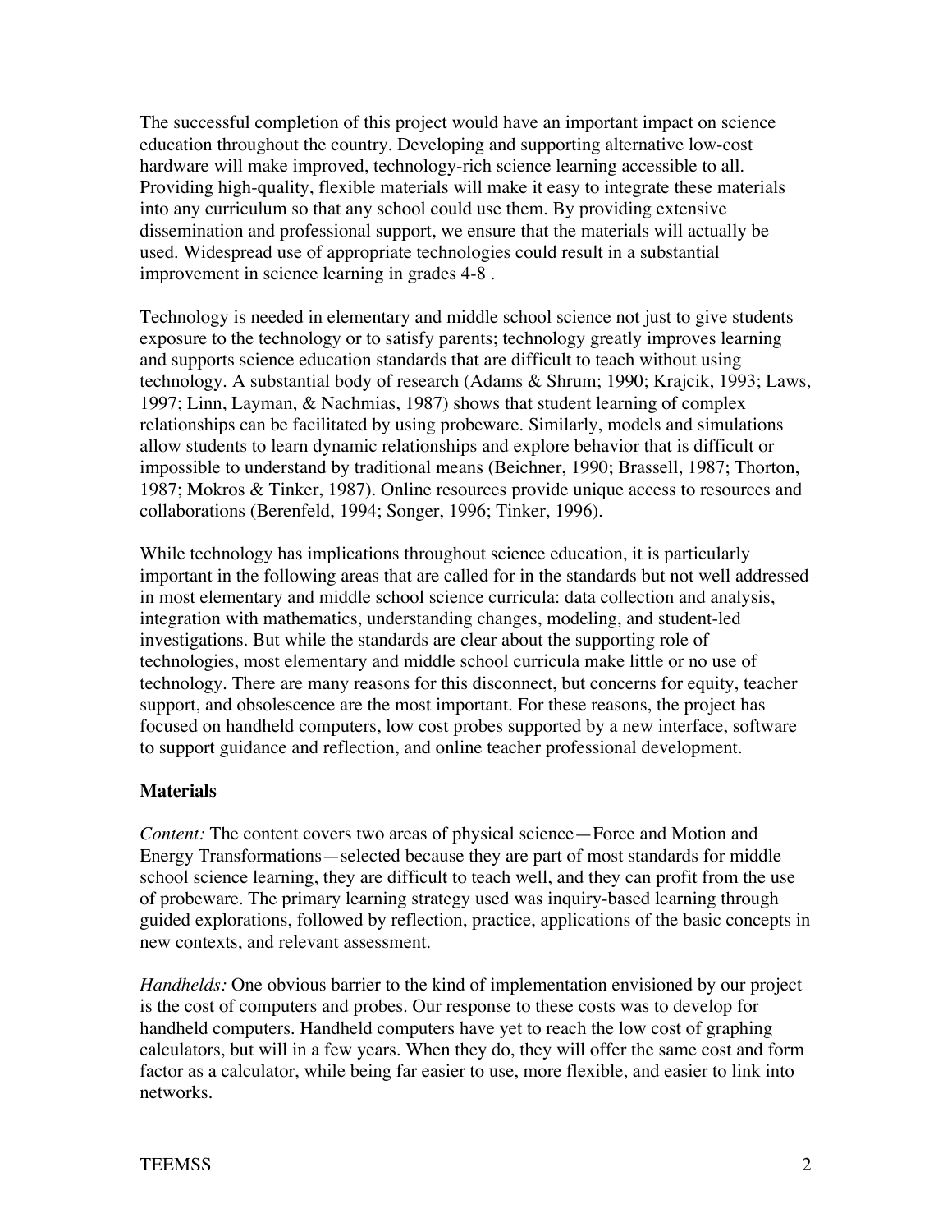The successful completion of this project would have an important impact on science education throughout the country. Developing and supporting alternative low-cost hardware will make improved, technology-rich science learning accessible to all. Providing high-quality, flexible materials will make it easy to integrate these materials into any curriculum so that any school could use them. By providing extensive dissemination and professional support, we ensure that the materials will actually be used. Widespread use of appropriate technologies could result in a substantial improvement in science learning in grades 4-8 .

Technology is needed in elementary and middle school science not just to give students exposure to the technology or to satisfy parents; technology greatly improves learning and supports science education standards that are difficult to teach without using technology. A substantial body of research (Adams & Shrum; 1990; Krajcik, 1993; Laws, 1997; Linn, Layman, & Nachmias, 1987) shows that student learning of complex relationships can be facilitated by using probeware. Similarly, models and simulations allow students to learn dynamic relationships and explore behavior that is difficult or impossible to understand by traditional means (Beichner, 1990; Brassell, 1987; Thorton, 1987; Mokros & Tinker, 1987). Online resources provide unique access to resources and collaborations (Berenfeld, 1994; Songer, 1996; Tinker, 1996).

While technology has implications throughout science education, it is particularly important in the following areas that are called for in the standards but not well addressed in most elementary and middle school science curricula: data collection and analysis, integration with mathematics, understanding changes, modeling, and student-led investigations. But while the standards are clear about the supporting role of technologies, most elementary and middle school curricula make little or no use of technology. There are many reasons for this disconnect, but concerns for equity, teacher support, and obsolescence are the most important. For these reasons, the project has focused on handheld computers, low cost probes supported by a new interface, software to support guidance and reflection, and online teacher professional development.

### Materials

*Content:* The content covers two areas of physical science—Force and Motion and Energy Transformations—selected because they are part of most standards for middle school science learning, they are difficult to teach well, and they can profit from the use of probeware. The primary learning strategy used was inquiry-based learning through guided explorations, followed by reflection, practice, applications of the basic concepts in new contexts, and relevant assessment.

*Handhelds:* One obvious barrier to the kind of implementation envisioned by our project is the cost of computers and probes. Our response to these costs was to develop for handheld computers. Handheld computers have yet to reach the low cost of graphing calculators, but will in a few years. When they do, they will offer the same cost and form factor as a calculator, while being far easier to use, more flexible, and easier to link into networks.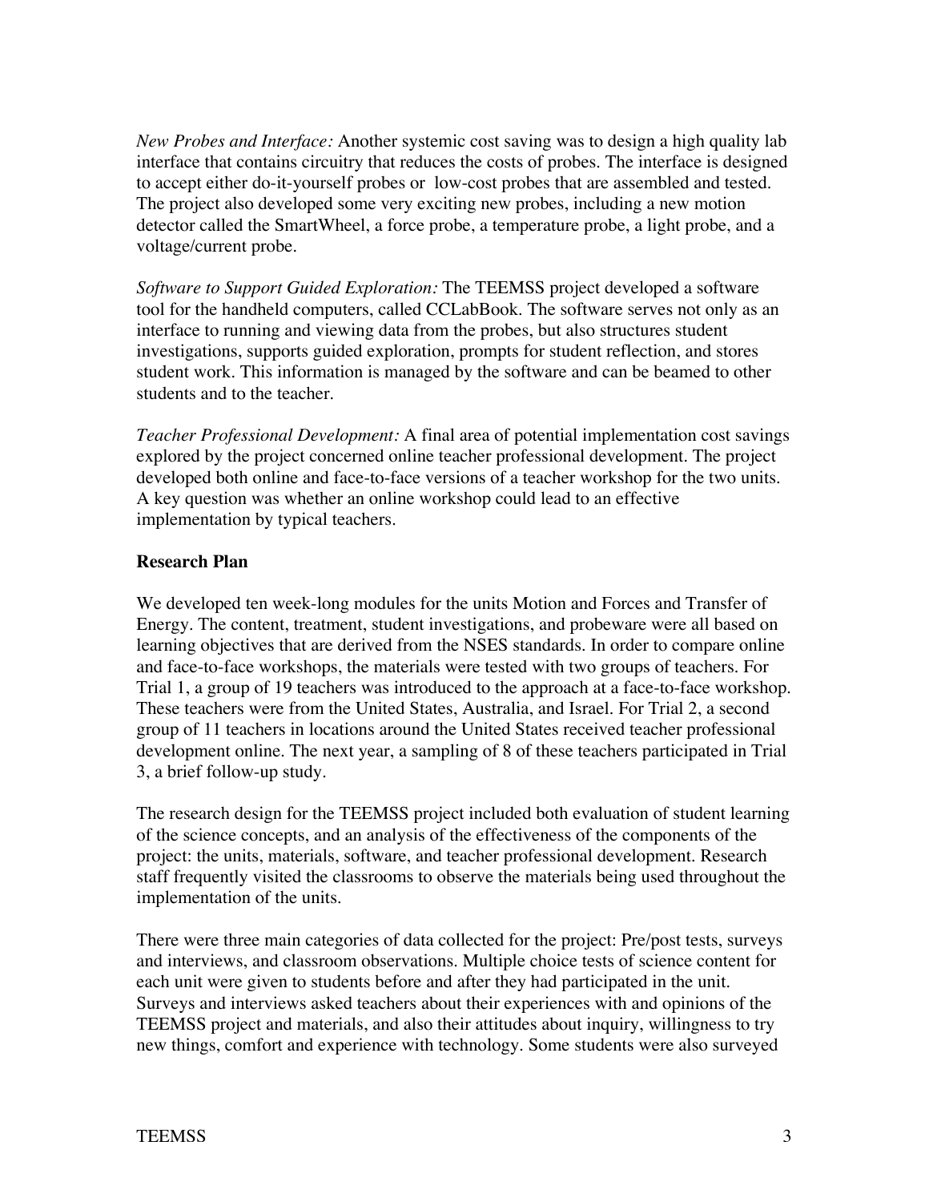*New Probes and Interface:* Another systemic cost saving was to design a high quality lab interface that contains circuitry that reduces the costs of probes. The interface is designed to accept either do-it-yourself probes or low-cost probes that are assembled and tested. The project also developed some very exciting new probes, including a new motion detector called the SmartWheel, a force probe, a temperature probe, a light probe, and a voltage/current probe.

*Software to Support Guided Exploration:* The TEEMSS project developed a software tool for the handheld computers, called CCLabBook. The software serves not only as an interface to running and viewing data from the probes, but also structures student investigations, supports guided exploration, prompts for student reflection, and stores student work. This information is managed by the software and can be beamed to other students and to the teacher.

*Teacher Professional Development:* A final area of potential implementation cost savings explored by the project concerned online teacher professional development. The project developed both online and face-to-face versions of a teacher workshop for the two units. A key question was whether an online workshop could lead to an effective implementation by typical teachers.

**Research Plan**

We developed ten week-long modules for the units Motion and Forces and Transfer of Energy. The content, treatment, student investigations, and probeware were all based on learning objectives that are derived from the NSES standards. In order to compare online and face-to-face workshops, the materials were tested with two groups of teachers. For Trial 1, a group of 19 teachers was introduced to the approach at a face-to-face workshop. These teachers were from the United States, Australia, and Israel. For Trial 2, a second group of 11 teachers in locations around the United States received teacher professional development online. The next year, a sampling of 8 of these teachers participated in Trial 3, a brief follow-up study.

The research design for the TEEMSS project included both evaluation of student learning of the science concepts, and an analysis of the effectiveness of the components of the project: the units, materials, software, and teacher professional development. Research staff frequently visited the classrooms to observe the materials being used throughout the implementation of the units.

There were three main categories of data collected for the project: Pre/post tests, surveys and interviews, and classroom observations. Multiple choice tests of science content for each unit were given to students before and after they had participated in the unit. Surveys and interviews asked teachers about their experiences with and opinions of the TEEMSS project and materials, and also their attitudes about inquiry, willingness to try new things, comfort and experience with technology. Some students were also surveyed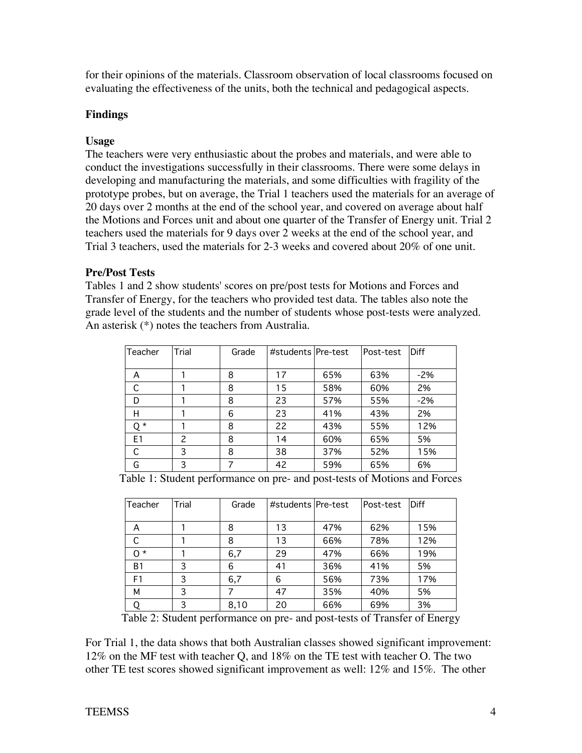for their opinions of the materials. Classroom observation of local classrooms focused on evaluating the effectiveness of the units, both the technical and pedagogical aspects.

## Findings

### Usage

The teachers were very enthusiastic about the probes and materials, and were able to conduct the investigations successfully in their classrooms. There were some delays in developing and manufacturing the materials, and some difficulties with fragility of the prototype probes, but on average, the Trial 1 teachers used the materials for an average of 20 days over 2 months at the end of the school year, and covered on average about half the Motions and Forces unit and about one quarter of the Transfer of Energy unit. Trial 2 teachers used the materials for 9 days over 2 weeks at the end of the school year, and Trial 3 teachers, used the materials for 2-3 weeks and covered about 20% of one unit.

### Pre/Post Tests

Tables 1 and 2 show students' scores on pre/post tests for Motions and Forces and Transfer of Energy, for the teachers who provided test data. The tables also note the grade level of the students and the number of students whose post-tests were analyzed. An asterisk (*) notes the teachers from Australia.

| Teacher | Trial | Grade | #students | Pre-test | Post-test | Diff |
|---|---|---|---|---|---|---|
| A | 1 | 8 | 17 | 65% | 63% | -2% |
| C | 1 | 8 | 15 | 58% | 60% | 2% |
| D | 1 | 8 | 23 | 57% | 55% | -2% |
| H | 1 | 6 | 23 | 41% | 43% | 2% |
| Q * | 1 | 8 | 22 | 43% | 55% | 12% |
| E1 | 2 | 8 | 14 | 60% | 65% | 5% |
| C | 3 | 8 | 38 | 37% | 52% | 15% |
| G | 3 | 7 | 42 | 59% | 65% | 6% |

Table 1: Student performance on pre- and post-tests of Motions and Forces

| Teacher | Trial | Grade | #students | Pre-test | Post-test | Diff |
|---|---|---|---|---|---|---|
| A | 1 | 8 | 13 | 47% | 62% | 15% |
| C | 1 | 8 | 13 | 66% | 78% | 12% |
| O * | 1 | 6,7 | 29 | 47% | 66% | 19% |
| B1 | 3 | 6 | 41 | 36% | 41% | 5% |
| F1 | 3 | 6,7 | 6 | 56% | 73% | 17% |
| M | 3 | 7 | 47 | 35% | 40% | 5% |
| Q | 3 | 8,10 | 20 | 66% | 69% | 3% |

Table 2: Student performance on pre- and post-tests of Transfer of Energy

For Trial 1, the data shows that both Australian classes showed significant improvement: 12% on the MF test with teacher Q, and 18% on the TE test with teacher O. The two other TE test scores showed significant improvement as well: 12% and 15%. The other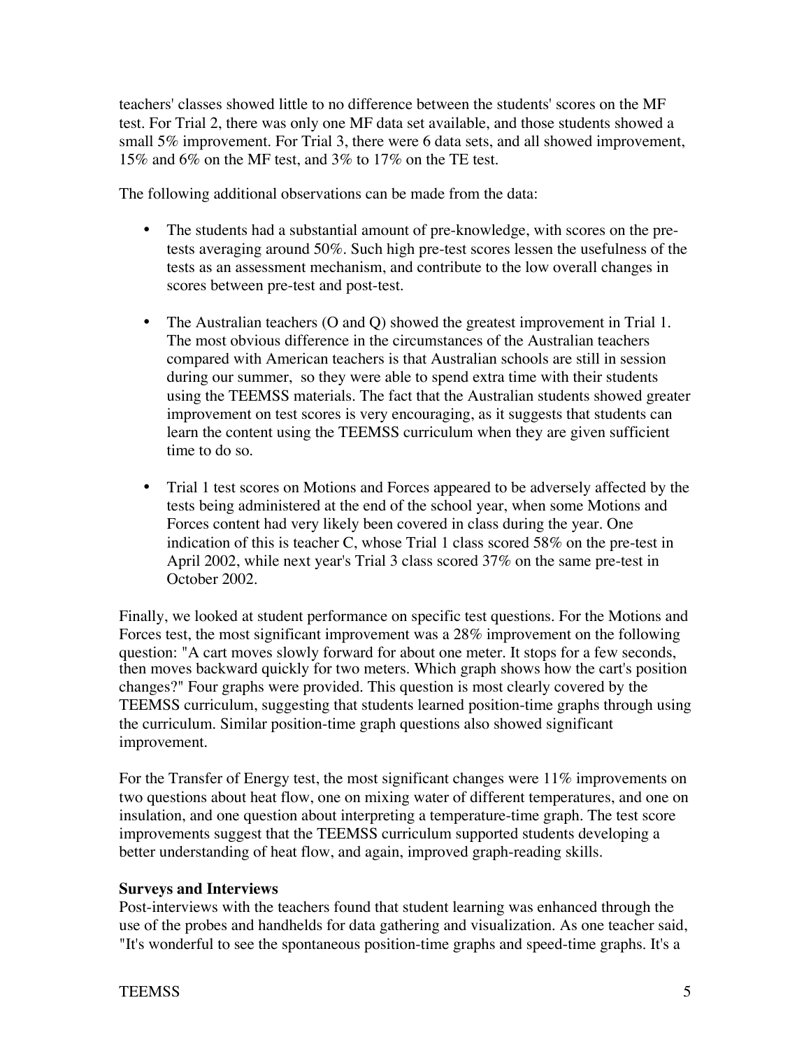teachers' classes showed little to no difference between the students' scores on the MF test. For Trial 2, there was only one MF data set available, and those students showed a small 5% improvement. For Trial 3, there were 6 data sets, and all showed improvement, 15% and 6% on the MF test, and 3% to 17% on the TE test.

The following additional observations can be made from the data:

- The students had a substantial amount of pre-knowledge, with scores on the pre-tests averaging around 50%. Such high pre-test scores lessen the usefulness of the tests as an assessment mechanism, and contribute to the low overall changes in scores between pre-test and post-test.

- The Australian teachers (O and Q) showed the greatest improvement in Trial 1. The most obvious difference in the circumstances of the Australian teachers compared with American teachers is that Australian schools are still in session during our summer, so they were able to spend extra time with their students using the TEEMSS materials. The fact that the Australian students showed greater improvement on test scores is very encouraging, as it suggests that students can learn the content using the TEEMSS curriculum when they are given sufficient time to do so.

- Trial 1 test scores on Motions and Forces appeared to be adversely affected by the tests being administered at the end of the school year, when some Motions and Forces content had very likely been covered in class during the year. One indication of this is teacher C, whose Trial 1 class scored 58% on the pre-test in April 2002, while next year's Trial 3 class scored 37% on the same pre-test in October 2002.

Finally, we looked at student performance on specific test questions. For the Motions and Forces test, the most significant improvement was a 28% improvement on the following question: "A cart moves slowly forward for about one meter. It stops for a few seconds, then moves backward quickly for two meters. Which graph shows how the cart's position changes?" Four graphs were provided. This question is most clearly covered by the TEEMSS curriculum, suggesting that students learned position-time graphs through using the curriculum. Similar position-time graph questions also showed significant improvement.

For the Transfer of Energy test, the most significant changes were 11% improvements on two questions about heat flow, one on mixing water of different temperatures, and one on insulation, and one question about interpreting a temperature-time graph. The test score improvements suggest that the TEEMSS curriculum supported students developing a better understanding of heat flow, and again, improved graph-reading skills.

**Surveys and Interviews**

Post-interviews with the teachers found that student learning was enhanced through the use of the probes and handhelds for data gathering and visualization. As one teacher said, "It's wonderful to see the spontaneous position-time graphs and speed-time graphs. It's a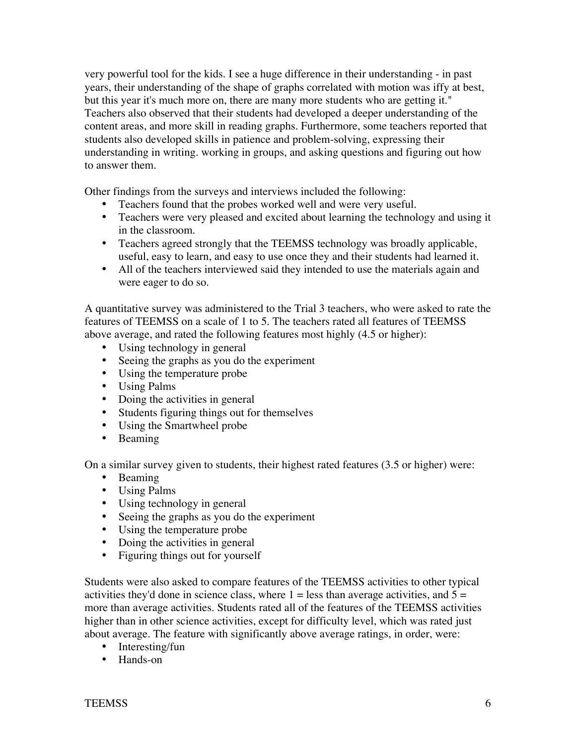very powerful tool for the kids. I see a huge difference in their understanding - in past years, their understanding of the shape of graphs correlated with motion was iffy at best, but this year it's much more on, there are many more students who are getting it." Teachers also observed that their students had developed a deeper understanding of the content areas, and more skill in reading graphs. Furthermore, some teachers reported that students also developed skills in patience and problem-solving, expressing their understanding in writing. working in groups, and asking questions and figuring out how to answer them.

Other findings from the surveys and interviews included the following:

- Teachers found that the probes worked well and were very useful.
- Teachers were very pleased and excited about learning the technology and using it in the classroom.
- Teachers agreed strongly that the TEEMSS technology was broadly applicable, useful, easy to learn, and easy to use once they and their students had learned it.
- All of the teachers interviewed said they intended to use the materials again and were eager to do so.

A quantitative survey was administered to the Trial 3 teachers, who were asked to rate the features of TEEMSS on a scale of 1 to 5. The teachers rated all features of TEEMSS above average, and rated the following features most highly (4.5 or higher):

- Using technology in general
- Seeing the graphs as you do the experiment
- Using the temperature probe
- Using Palms
- Doing the activities in general
- Students figuring things out for themselves
- Using the Smartwheel probe
- Beaming

On a similar survey given to students, their highest rated features (3.5 or higher) were:

- Beaming
- Using Palms
- Using technology in general
- Seeing the graphs as you do the experiment
- Using the temperature probe
- Doing the activities in general
- Figuring things out for yourself

Students were also asked to compare features of the TEEMSS activities to other typical activities they'd done in science class, where 1 = less than average activities, and 5 = more than average activities. Students rated all of the features of the TEEMSS activities higher than in other science activities, except for difficulty level, which was rated just about average. The feature with significantly above average ratings, in order, were:

- Interesting/fun
- Hands-on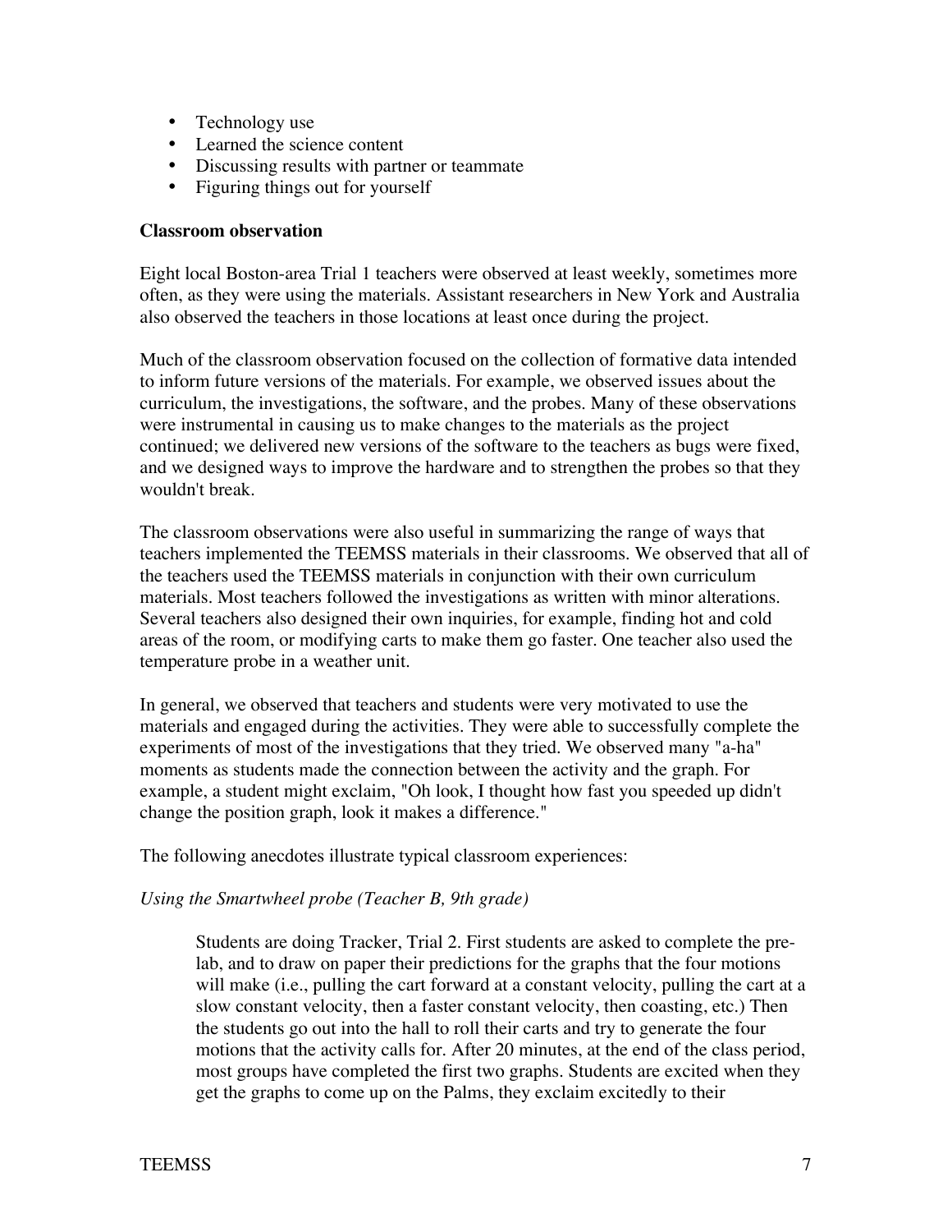- Technology use
- Learned the science content
- Discussing results with partner or teammate
- Figuring things out for yourself

**Classroom observation**

Eight local Boston-area Trial 1 teachers were observed at least weekly, sometimes more often, as they were using the materials. Assistant researchers in New York and Australia also observed the teachers in those locations at least once during the project.

Much of the classroom observation focused on the collection of formative data intended to inform future versions of the materials. For example, we observed issues about the curriculum, the investigations, the software, and the probes. Many of these observations were instrumental in causing us to make changes to the materials as the project continued; we delivered new versions of the software to the teachers as bugs were fixed, and we designed ways to improve the hardware and to strengthen the probes so that they wouldn't break.

The classroom observations were also useful in summarizing the range of ways that teachers implemented the TEEMSS materials in their classrooms. We observed that all of the teachers used the TEEMSS materials in conjunction with their own curriculum materials. Most teachers followed the investigations as written with minor alterations. Several teachers also designed their own inquiries, for example, finding hot and cold areas of the room, or modifying carts to make them go faster. One teacher also used the temperature probe in a weather unit.

In general, we observed that teachers and students were very motivated to use the materials and engaged during the activities. They were able to successfully complete the experiments of most of the investigations that they tried. We observed many "a-ha" moments as students made the connection between the activity and the graph. For example, a student might exclaim, "Oh look, I thought how fast you speeded up didn't change the position graph, look it makes a difference."

The following anecdotes illustrate typical classroom experiences:

*Using the Smartwheel probe (Teacher B, 9th grade)*

> Students are doing Tracker, Trial 2. First students are asked to complete the pre-lab, and to draw on paper their predictions for the graphs that the four motions will make (i.e., pulling the cart forward at a constant velocity, pulling the cart at a slow constant velocity, then a faster constant velocity, then coasting, etc.) Then the students go out into the hall to roll their carts and try to generate the four motions that the activity calls for. After 20 minutes, at the end of the class period, most groups have completed the first two graphs. Students are excited when they get the graphs to come up on the Palms, they exclaim excitedly to their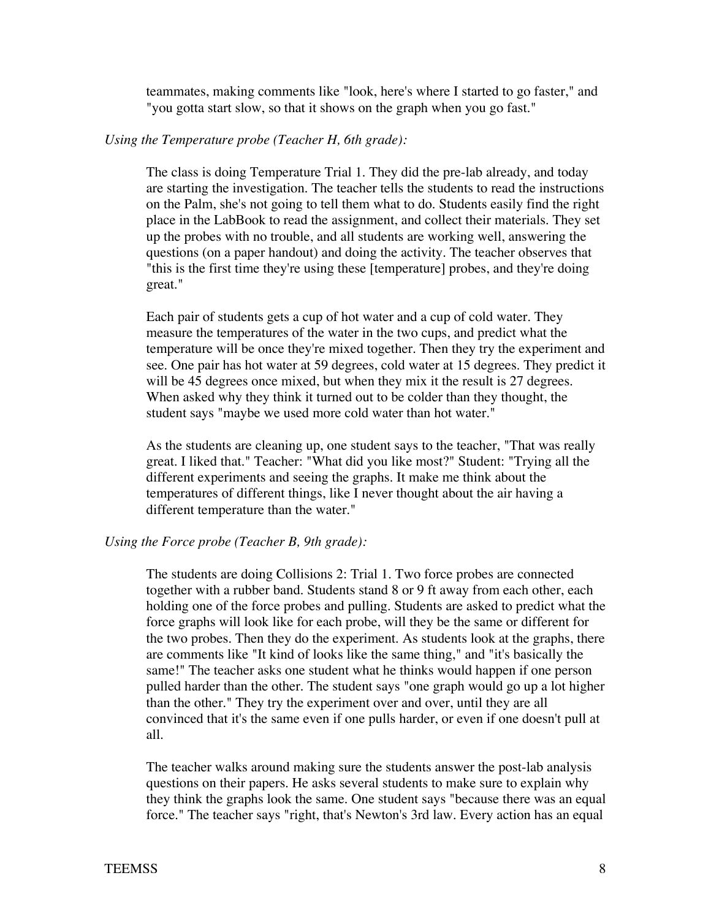teammates, making comments like "look, here's where I started to go faster," and "you gotta start slow, so that it shows on the graph when you go fast."

*Using the Temperature probe (Teacher H, 6th grade):*

The class is doing Temperature Trial 1. They did the pre-lab already, and today are starting the investigation. The teacher tells the students to read the instructions on the Palm, she's not going to tell them what to do. Students easily find the right place in the LabBook to read the assignment, and collect their materials. They set up the probes with no trouble, and all students are working well, answering the questions (on a paper handout) and doing the activity. The teacher observes that "this is the first time they're using these [temperature] probes, and they're doing great."

Each pair of students gets a cup of hot water and a cup of cold water. They measure the temperatures of the water in the two cups, and predict what the temperature will be once they're mixed together. Then they try the experiment and see. One pair has hot water at 59 degrees, cold water at 15 degrees. They predict it will be 45 degrees once mixed, but when they mix it the result is 27 degrees. When asked why they think it turned out to be colder than they thought, the student says "maybe we used more cold water than hot water."

As the students are cleaning up, one student says to the teacher, "That was really great. I liked that." Teacher: "What did you like most?" Student: "Trying all the different experiments and seeing the graphs. It make me think about the temperatures of different things, like I never thought about the air having a different temperature than the water."

*Using the Force probe (Teacher B, 9th grade):*

The students are doing Collisions 2: Trial 1. Two force probes are connected together with a rubber band. Students stand 8 or 9 ft away from each other, each holding one of the force probes and pulling. Students are asked to predict what the force graphs will look like for each probe, will they be the same or different for the two probes. Then they do the experiment. As students look at the graphs, there are comments like "It kind of looks like the same thing," and "it's basically the same!" The teacher asks one student what he thinks would happen if one person pulled harder than the other. The student says "one graph would go up a lot higher than the other." They try the experiment over and over, until they are all convinced that it's the same even if one pulls harder, or even if one doesn't pull at all.

The teacher walks around making sure the students answer the post-lab analysis questions on their papers. He asks several students to make sure to explain why they think the graphs look the same. One student says "because there was an equal force." The teacher says "right, that's Newton's 3rd law. Every action has an equal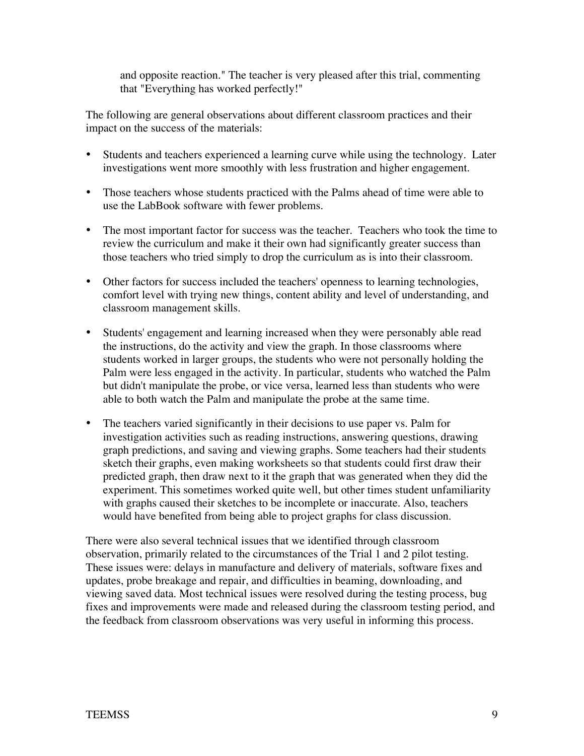> and opposite reaction." The teacher is very pleased after this trial, commenting that "Everything has worked perfectly!"

The following are general observations about different classroom practices and their impact on the success of the materials:

- Students and teachers experienced a learning curve while using the technology. Later investigations went more smoothly with less frustration and higher engagement.
- Those teachers whose students practiced with the Palms ahead of time were able to use the LabBook software with fewer problems.
- The most important factor for success was the teacher. Teachers who took the time to review the curriculum and make it their own had significantly greater success than those teachers who tried simply to drop the curriculum as is into their classroom.
- Other factors for success included the teachers' openness to learning technologies, comfort level with trying new things, content ability and level of understanding, and classroom management skills.
- Students' engagement and learning increased when they were personably able read the instructions, do the activity and view the graph. In those classrooms where students worked in larger groups, the students who were not personally holding the Palm were less engaged in the activity. In particular, students who watched the Palm but didn't manipulate the probe, or vice versa, learned less than students who were able to both watch the Palm and manipulate the probe at the same time.
- The teachers varied significantly in their decisions to use paper vs. Palm for investigation activities such as reading instructions, answering questions, drawing graph predictions, and saving and viewing graphs. Some teachers had their students sketch their graphs, even making worksheets so that students could first draw their predicted graph, then draw next to it the graph that was generated when they did the experiment. This sometimes worked quite well, but other times student unfamiliarity with graphs caused their sketches to be incomplete or inaccurate. Also, teachers would have benefited from being able to project graphs for class discussion.

There were also several technical issues that we identified through classroom observation, primarily related to the circumstances of the Trial 1 and 2 pilot testing. These issues were: delays in manufacture and delivery of materials, software fixes and updates, probe breakage and repair, and difficulties in beaming, downloading, and viewing saved data. Most technical issues were resolved during the testing process, bug fixes and improvements were made and released during the classroom testing period, and the feedback from classroom observations was very useful in informing this process.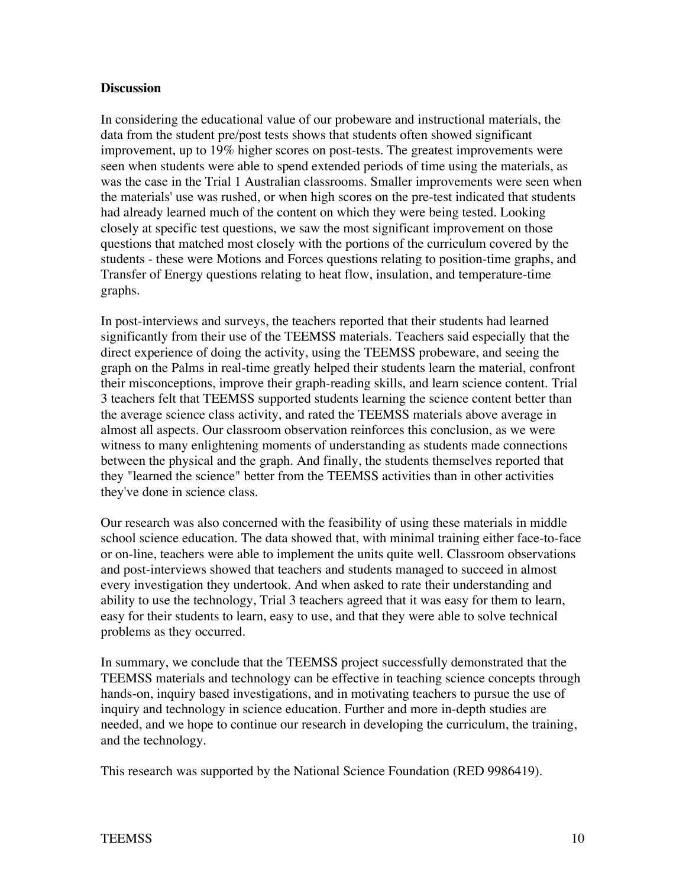**Discussion**

In considering the educational value of our probeware and instructional materials, the data from the student pre/post tests shows that students often showed significant improvement, up to 19% higher scores on post-tests. The greatest improvements were seen when students were able to spend extended periods of time using the materials, as was the case in the Trial 1 Australian classrooms. Smaller improvements were seen when the materials' use was rushed, or when high scores on the pre-test indicated that students had already learned much of the content on which they were being tested. Looking closely at specific test questions, we saw the most significant improvement on those questions that matched most closely with the portions of the curriculum covered by the students - these were Motions and Forces questions relating to position-time graphs, and Transfer of Energy questions relating to heat flow, insulation, and temperature-time graphs.

In post-interviews and surveys, the teachers reported that their students had learned significantly from their use of the TEEMSS materials. Teachers said especially that the direct experience of doing the activity, using the TEEMSS probeware, and seeing the graph on the Palms in real-time greatly helped their students learn the material, confront their misconceptions, improve their graph-reading skills, and learn science content. Trial 3 teachers felt that TEEMSS supported students learning the science content better than the average science class activity, and rated the TEEMSS materials above average in almost all aspects. Our classroom observation reinforces this conclusion, as we were witness to many enlightening moments of understanding as students made connections between the physical and the graph. And finally, the students themselves reported that they "learned the science" better from the TEEMSS activities than in other activities they've done in science class.

Our research was also concerned with the feasibility of using these materials in middle school science education. The data showed that, with minimal training either face-to-face or on-line, teachers were able to implement the units quite well. Classroom observations and post-interviews showed that teachers and students managed to succeed in almost every investigation they undertook. And when asked to rate their understanding and ability to use the technology, Trial 3 teachers agreed that it was easy for them to learn, easy for their students to learn, easy to use, and that they were able to solve technical problems as they occurred.

In summary, we conclude that the TEEMSS project successfully demonstrated that the TEEMSS materials and technology can be effective in teaching science concepts through hands-on, inquiry based investigations, and in motivating teachers to pursue the use of inquiry and technology in science education. Further and more in-depth studies are needed, and we hope to continue our research in developing the curriculum, the training, and the technology.

This research was supported by the National Science Foundation (RED 9986419).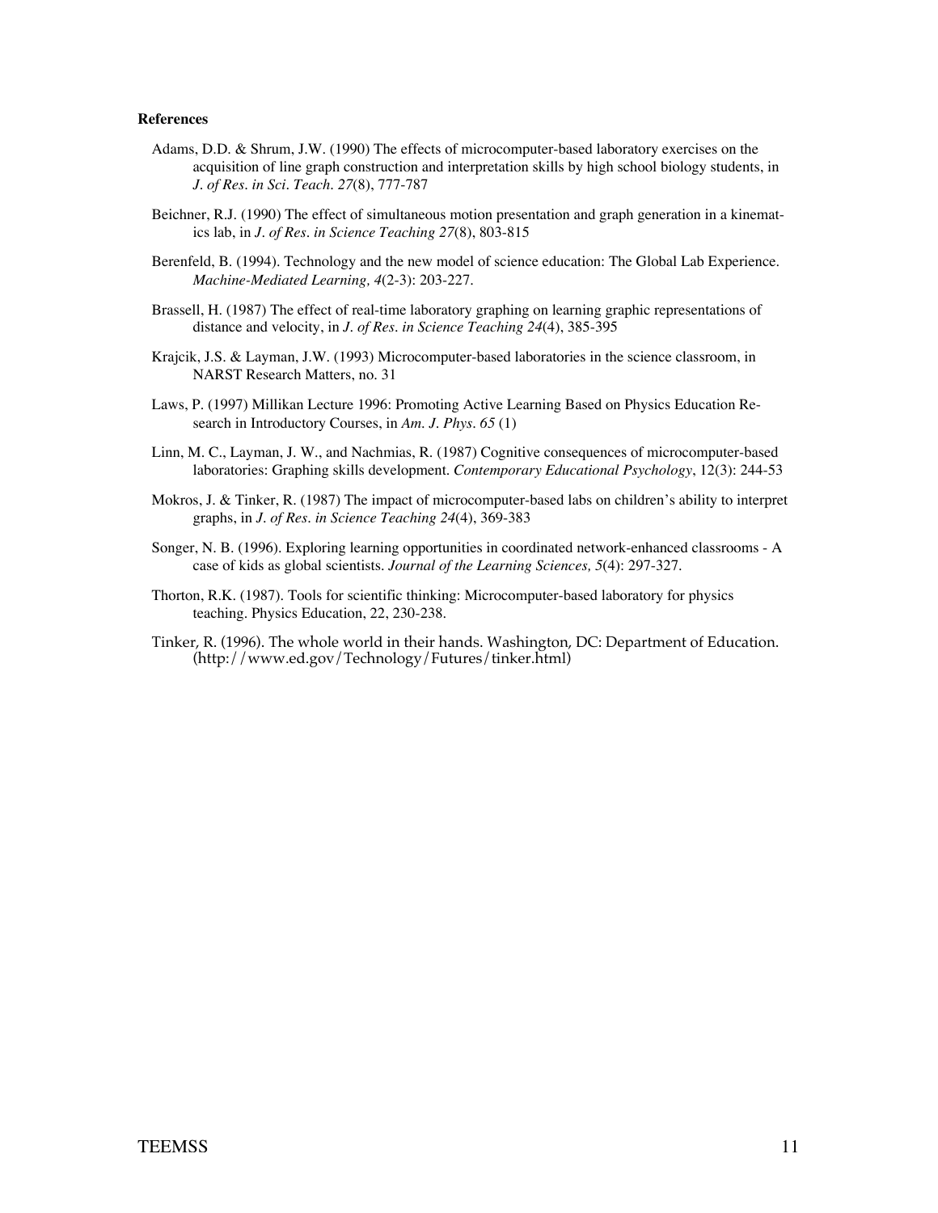**References**

Adams, D.D. & Shrum, J.W. (1990) The effects of microcomputer-based laboratory exercises on the acquisition of line graph construction and interpretation skills by high school biology students, in *J. of Res. in Sci. Teach. 27*(8), 777-787

Beichner, R.J. (1990) The effect of simultaneous motion presentation and graph generation in a kinematics lab, in *J. of Res. in Science Teaching 27*(8), 803-815

Berenfeld, B. (1994). Technology and the new model of science education: The Global Lab Experience. *Machine-Mediated Learning, 4*(2-3): 203-227.

Brassell, H. (1987) The effect of real-time laboratory graphing on learning graphic representations of distance and velocity, in *J. of Res. in Science Teaching 24*(4), 385-395

Krajcik, J.S. & Layman, J.W. (1993) Microcomputer-based laboratories in the science classroom, in NARST Research Matters, no. 31

Laws, P. (1997) Millikan Lecture 1996: Promoting Active Learning Based on Physics Education Research in Introductory Courses, in *Am. J. Phys. 65* (1)

Linn, M. C., Layman, J. W., and Nachmias, R. (1987) Cognitive consequences of microcomputer-based laboratories: Graphing skills development. *Contemporary Educational Psychology*, 12(3): 244-53

Mokros, J. & Tinker, R. (1987) The impact of microcomputer-based labs on children's ability to interpret graphs, in *J. of Res. in Science Teaching 24*(4), 369-383

Songer, N. B. (1996). Exploring learning opportunities in coordinated network-enhanced classrooms - A case of kids as global scientists. *Journal of the Learning Sciences, 5*(4): 297-327.

Thorton, R.K. (1987). Tools for scientific thinking: Microcomputer-based laboratory for physics teaching. Physics Education, 22, 230-238.

Tinker, R. (1996). The whole world in their hands. Washington, DC: Department of Education. (http://www.ed.gov/Technology/Futures/tinker.html)